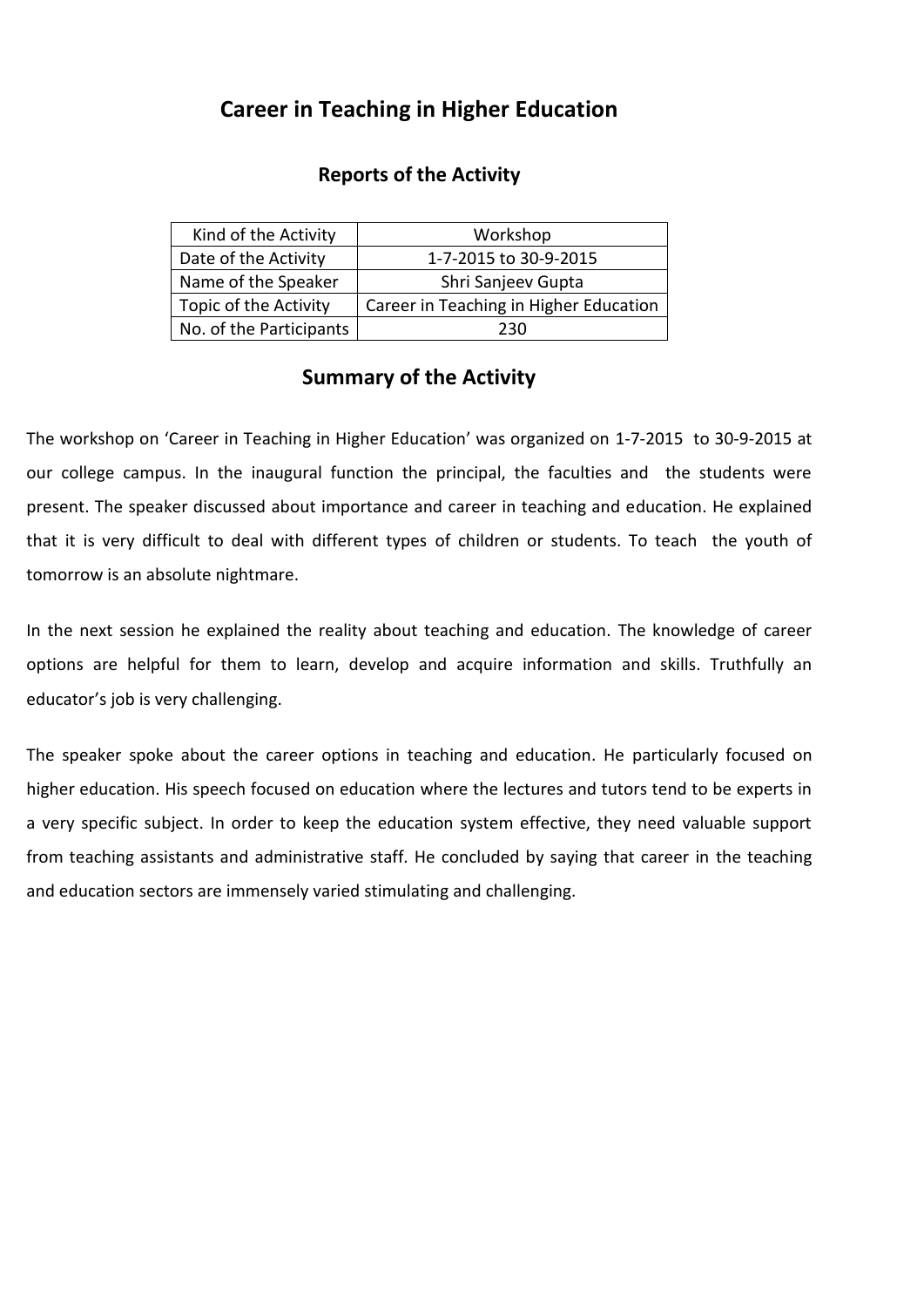# Career in Teaching in Higher Education

## Reports of the Activity

| Kind of the Activity | Workshop |
|---|---|
| Date of the Activity | 1-7-2015 to 30-9-2015 |
| Name of the Speaker | Shri Sanjeev Gupta |
| Topic of the Activity | Career in Teaching in Higher Education |
| No. of the Participants | 230 |

## Summary of the Activity

The workshop on 'Career in Teaching in Higher Education' was organized on 1-7-2015 to 30-9-2015 at our college campus. In the inaugural function the principal, the faculties and the students were present. The speaker discussed about importance and career in teaching and education. He explained that it is very difficult to deal with different types of children or students. To teach the youth of tomorrow is an absolute nightmare.

In the next session he explained the reality about teaching and education. The knowledge of career options are helpful for them to learn, develop and acquire information and skills. Truthfully an educator's job is very challenging.

The speaker spoke about the career options in teaching and education. He particularly focused on higher education. His speech focused on education where the lectures and tutors tend to be experts in a very specific subject. In order to keep the education system effective, they need valuable support from teaching assistants and administrative staff. He concluded by saying that career in the teaching and education sectors are immensely varied stimulating and challenging.